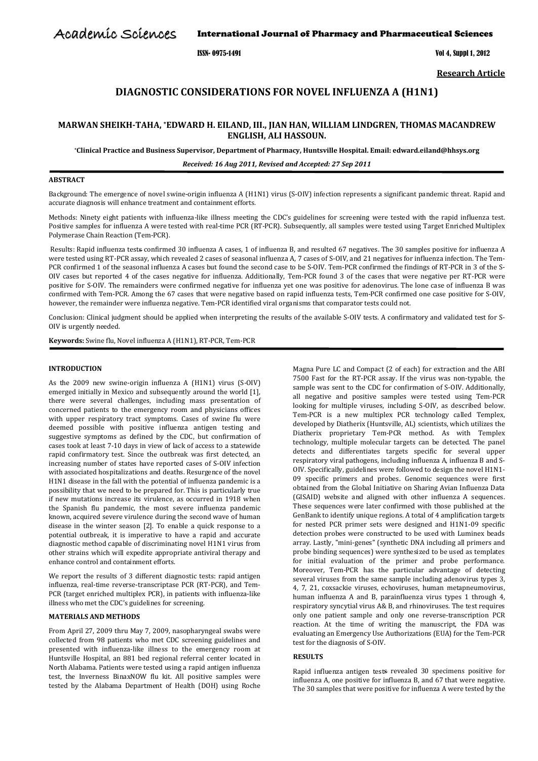# DIAGNOSTIC CONSIDERATIONS FOR NOVEL INFLUENZA A (H1N1)

**MARWAN SHEIKH-TAHA, *EDWARD H. EILAND, III., JIAN HAN, WILLIAM LINDGREN, THOMAS MACANDREW ENGLISH, ALI HASSOUN.**

***Clinical Practice and Business Supervisor, Department of Pharmacy, Huntsville Hospital. Email: edward.eiland@hhsys.org**

***Received: 16 Aug 2011, Revised and Accepted: 27 Sep 2011***

## ABSTRACT

Background: The emergence of novel swine-origin influenza A (H1N1) virus (S-OIV) infection represents a significant pandemic threat. Rapid and accurate diagnosis will enhance treatment and containment efforts.

Methods: Ninety eight patients with influenza-like illness meeting the CDC's guidelines for screening were tested with the rapid influenza test. Positive samples for influenza A were tested with real-time PCR (RT-PCR). Subsequently, all samples were tested using Target Enriched Multiplex Polymerase Chain Reaction (Tem-PCR).

Results: Rapid influenza tests confirmed 30 influenza A cases, 1 of influenza B, and resulted 67 negatives. The 30 samples positive for influenza A were tested using RT-PCR assay, which revealed 2 cases of seasonal influenza A, 7 cases of S-OIV, and 21 negatives for influenza infection. The Tem-PCR confirmed 1 of the seasonal influenza A cases but found the second case to be S-OIV. Tem-PCR confirmed the findings of RT-PCR in 3 of the S-OIV cases but reported 4 of the cases negative for influenza. Additionally, Tem-PCR found 3 of the cases that were negative per RT-PCR were positive for S-OIV. The remainders were confirmed negative for influenza yet one was positive for adenovirus. The lone case of influenza B was confirmed with Tem-PCR. Among the 67 cases that were negative based on rapid influenza tests, Tem-PCR confirmed one case positive for S-OIV, however, the remainder were influenza negative. Tem-PCR identified viral organisms that comparator tests could not.

Conclusion: Clinical judgment should be applied when interpreting the results of the available S-OIV tests. A confirmatory and validated test for S-OIV is urgently needed.

**Keywords:** Swine flu, Novel influenza A (H1N1), RT-PCR, Tem-PCR

## INTRODUCTION

As the 2009 new swine-origin influenza A (H1N1) virus (S-OIV) emerged initially in Mexico and subsequently around the world [1], there were several challenges, including mass presentation of concerned patients to the emergency room and physicians offices with upper respiratory tract symptoms. Cases of swine flu were deemed possible with positive influenza antigen testing and suggestive symptoms as defined by the CDC, but confirmation of cases took at least 7-10 days in view of lack of access to a statewide rapid confirmatory test. Since the outbreak was first detected, an increasing number of states have reported cases of S-OIV infection with associated hospitalizations and deaths. Resurgence of the novel H1N1 disease in the fall with the potential of influenza pandemic is a possibility that we need to be prepared for. This is particularly true if new mutations increase its virulence, as occurred in 1918 when the Spanish flu pandemic, the most severe influenza pandemic known, acquired severe virulence during the second wave of human disease in the winter season [2]. To enable a quick response to a potential outbreak, it is imperative to have a rapid and accurate diagnostic method capable of discriminating novel H1N1 virus from other strains which will expedite appropriate antiviral therapy and enhance control and containment efforts.

We report the results of 3 different diagnostic tests: rapid antigen influenza, real-time reverse-transcriptase PCR (RT-PCR), and Tem-PCR (target enriched multiplex PCR), in patients with influenza-like illness who met the CDC's guidelines for screening.

## MATERIALS AND METHODS

From April 27, 2009 thru May 7, 2009, nasopharyngeal swabs were collected from 98 patients who met CDC screening guidelines and presented with influenza-like illness to the emergency room at Huntsville Hospital, an 881 bed regional referral center located in North Alabama. Patients were tested using a rapid antigen influenza test, the Inverness BinaxNOW flu kit. All positive samples were tested by the Alabama Department of Health (DOH) using Roche Magna Pure LC and Compact (2 of each) for extraction and the ABI 7500 Fast for the RT-PCR assay. If the virus was non-typable, the sample was sent to the CDC for confirmation of S-OIV. Additionally, all negative and positive samples were tested using Tem-PCR looking for multiple viruses, including S-OIV, as described below. Tem-PCR is a new multiplex PCR technology called Templex, developed by Diatherix (Huntsville, AL) scientists, which utilizes the Diatherix proprietary Tem-PCR method. As with Templex technology, multiple molecular targets can be detected. The panel detects and differentiates targets specific for several upper respiratory viral pathogens, including influenza A, influenza B and S-OIV. Specifically, guidelines were followed to design the novel H1N1-09 specific primers and probes. Genomic sequences were first obtained from the Global Initiative on Sharing Avian Influenza Data (GISAID) website and aligned with other influenza A sequences. These sequences were later confirmed with those published at the GenBank to identify unique regions. A total of 4 amplification targets for nested PCR primer sets were designed and H1N1-09 specific detection probes were constructed to be used with Luminex beads array. Lastly, "mini-genes" (synthetic DNA including all primers and probe binding sequences) were synthesized to be used as templates for initial evaluation of the primer and probe performance. Moreover, Tem-PCR has the particular advantage of detecting several viruses from the same sample including adenovirus types 3, 4, 7, 21, coxsackie viruses, echoviruses, human metapneumovirus, human influenza A and B, parainfluenza virus types 1 through 4, respiratory syncytial virus A& B, and rhinoviruses. The test requires only one patient sample and only one reverse-transcription PCR reaction. At the time of writing the manuscript, the FDA was evaluating an Emergency Use Authorizations (EUA) for the Tem-PCR test for the diagnosis of S-OIV.

## RESULTS

Rapid influenza antigen tests revealed 30 specimens positive for influenza A, one positive for influenza B, and 67 that were negative. The 30 samples that were positive for influenza A were tested by the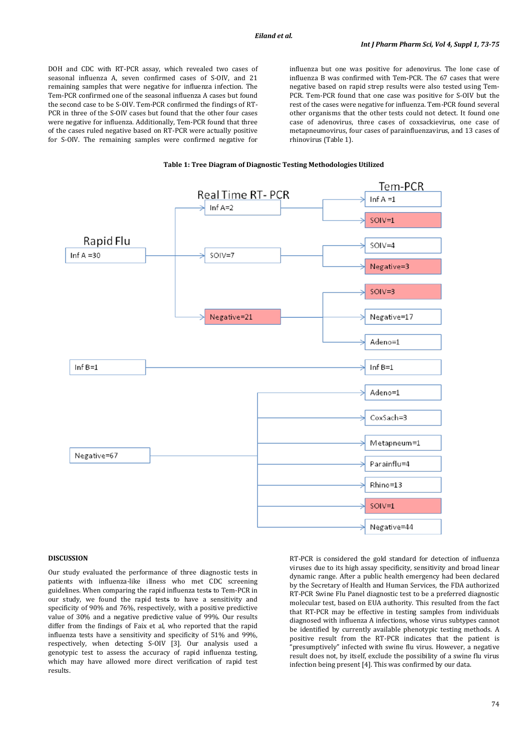DOH and CDC with RT-PCR assay, which revealed two cases of seasonal influenza A, seven confirmed cases of S-OIV, and 21 remaining samples that were negative for influenza infection. The Tem-PCR confirmed one of the seasonal influenza A cases but found the second case to be S-OIV. Tem-PCR confirmed the findings of RT-PCR in three of the S-OIV cases but found that the other four cases were negative for influenza. Additionally, Tem-PCR found that three of the cases ruled negative based on RT-PCR were actually positive for S-OIV. The remaining samples were confirmed negative for influenza but one was positive for adenovirus. The lone case of influenza B was confirmed with Tem-PCR. The 67 cases that were negative based on rapid strep results were also tested using Tem-PCR. Tem-PCR found that one case was positive for S-OIV but the rest of the cases were negative for influenza. Tem-PCR found several other organisms that the other tests could not detect. It found one case of adenovirus, three cases of coxsackievirus, one case of metapneumovirus, four cases of parainfluenzavirus, and 13 cases of rhinovirus (Table 1).

**Table 1: Tree Diagram of Diagnostic Testing Methodologies Utilized**

| Rapid Flu | Real Time RT-PCR | Tem-PCR |
|---|---|---|
| Inf A =30 | Inf A=2 | Inf A =1 |
| | | SOIV=1 |
| | SOIV=7 | SOIV=4 |
| | | Negative=3 |
| | Negative=21 | SOIV=3 |
| | | Negative=17 |
| | | Adeno=1 |
| Inf B=1 | | Inf B=1 |
| Negative=67 | | Adeno=1 |
| | | CoxSach=3 |
| | | Metapneum=1 |
| | | Parainflu=4 |
| | | Rhino=13 |
| | | SOIV=1 |
| | | Negative=44 |

## DISCUSSION

Our study evaluated the performance of three diagnostic tests in patients with influenza-like illness who met CDC screening guidelines. When comparing the rapid influenza tests to Tem-PCR in our study, we found the rapid tests to have a sensitivity and specificity of 90% and 76%, respectively, with a positive predictive value of 30% and a negative predictive value of 99%. Our results differ from the findings of Faix et al, who reported that the rapid influenza tests have a sensitivity and specificity of 51% and 99%, respectively, when detecting S-OIV [3]. Our analysis used a genotypic test to assess the accuracy of rapid influenza testing, which may have allowed more direct verification of rapid test results.

RT-PCR is considered the gold standard for detection of influenza viruses due to its high assay specificity, sensitivity and broad linear dynamic range. After a public health emergency had been declared by the Secretary of Health and Human Services, the FDA authorized RT-PCR Swine Flu Panel diagnostic test to be a preferred diagnostic molecular test, based on EUA authority. This resulted from the fact that RT-PCR may be effective in testing samples from individuals diagnosed with influenza A infections, whose virus subtypes cannot be identified by currently available phenotypic testing methods. A positive result from the RT-PCR indicates that the patient is "presumptively" infected with swine flu virus. However, a negative result does not, by itself, exclude the possibility of a swine flu virus infection being present [4]. This was confirmed by our data.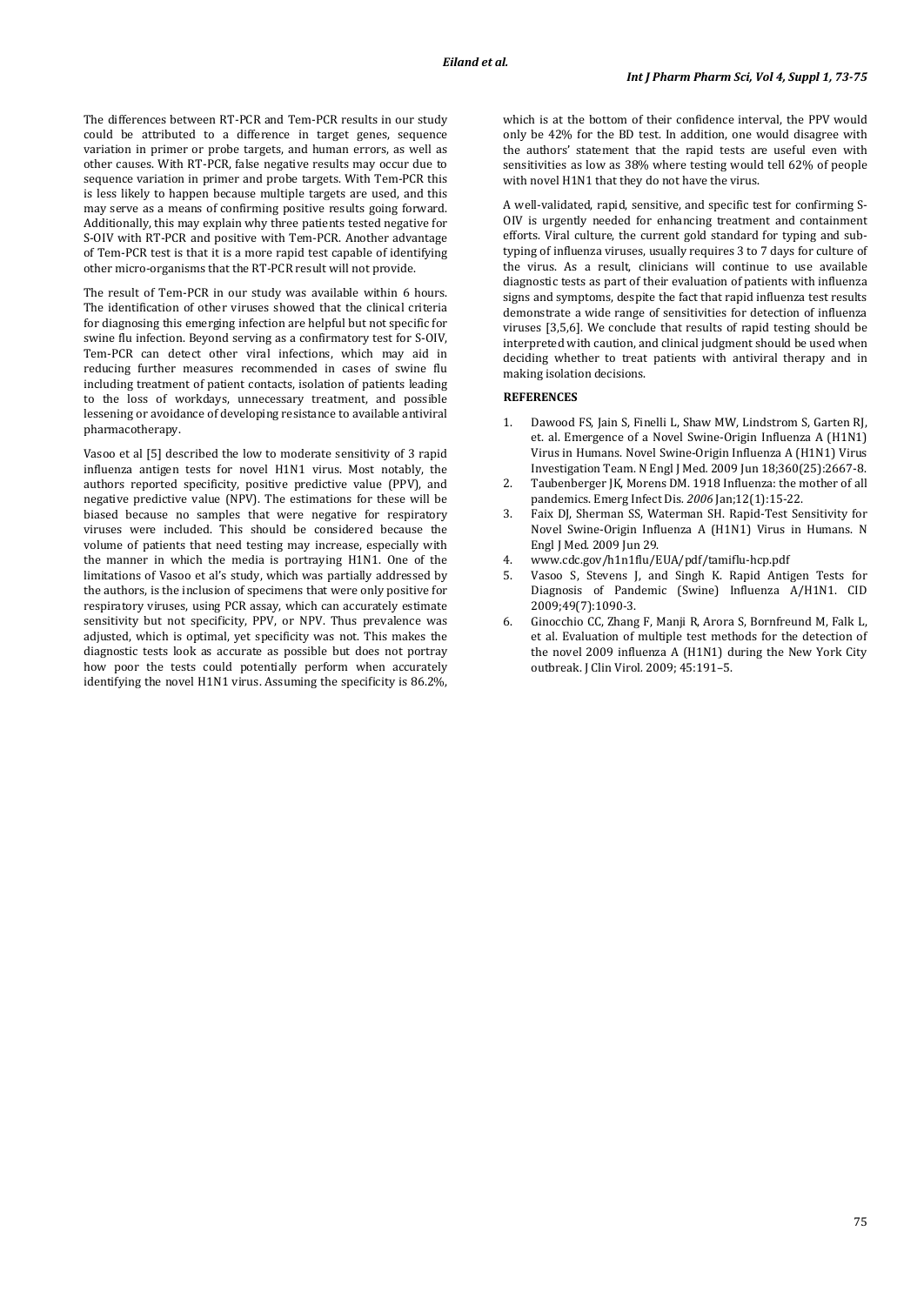The differences between RT-PCR and Tem-PCR results in our study could be attributed to a difference in target genes, sequence variation in primer or probe targets, and human errors, as well as other causes. With RT-PCR, false negative results may occur due to sequence variation in primer and probe targets. With Tem-PCR this is less likely to happen because multiple targets are used, and this may serve as a means of confirming positive results going forward. Additionally, this may explain why three patients tested negative for S-OIV with RT-PCR and positive with Tem-PCR. Another advantage of Tem-PCR test is that it is a more rapid test capable of identifying other micro-organisms that the RT-PCR result will not provide.

The result of Tem-PCR in our study was available within 6 hours. The identification of other viruses showed that the clinical criteria for diagnosing this emerging infection are helpful but not specific for swine flu infection. Beyond serving as a confirmatory test for S-OIV, Tem-PCR can detect other viral infections, which may aid in reducing further measures recommended in cases of swine flu including treatment of patient contacts, isolation of patients leading to the loss of workdays, unnecessary treatment, and possible lessening or avoidance of developing resistance to available antiviral pharmacotherapy.

Vasoo et al [5] described the low to moderate sensitivity of 3 rapid influenza antigen tests for novel H1N1 virus. Most notably, the authors reported specificity, positive predictive value (PPV), and negative predictive value (NPV). The estimations for these will be biased because no samples that were negative for respiratory viruses were included. This should be considered because the volume of patients that need testing may increase, especially with the manner in which the media is portraying H1N1. One of the limitations of Vasoo et al's study, which was partially addressed by the authors, is the inclusion of specimens that were only positive for respiratory viruses, using PCR assay, which can accurately estimate sensitivity but not specificity, PPV, or NPV. Thus prevalence was adjusted, which is optimal, yet specificity was not. This makes the diagnostic tests look as accurate as possible but does not portray how poor the tests could potentially perform when accurately identifying the novel H1N1 virus. Assuming the specificity is 86.2%, which is at the bottom of their confidence interval, the PPV would only be 42% for the BD test. In addition, one would disagree with the authors' statement that the rapid tests are useful even with sensitivities as low as 38% where testing would tell 62% of people with novel H1N1 that they do not have the virus.

A well-validated, rapid, sensitive, and specific test for confirming S-OIV is urgently needed for enhancing treatment and containment efforts. Viral culture, the current gold standard for typing and sub-typing of influenza viruses, usually requires 3 to 7 days for culture of the virus. As a result, clinicians will continue to use available diagnostic tests as part of their evaluation of patients with influenza signs and symptoms, despite the fact that rapid influenza test results demonstrate a wide range of sensitivities for detection of influenza viruses [3,5,6]. We conclude that results of rapid testing should be interpreted with caution, and clinical judgment should be used when deciding whether to treat patients with antiviral therapy and in making isolation decisions.

## REFERENCES

1. Dawood FS, Jain S, Finelli L, Shaw MW, Lindstrom S, Garten RJ, et. al. Emergence of a Novel Swine-Origin Influenza A (H1N1) Virus in Humans. Novel Swine-Origin Influenza A (H1N1) Virus Investigation Team. N Engl J Med. 2009 Jun 18;360(25):2667-8.
2. Taubenberger JK, Morens DM. 1918 Influenza: the mother of all pandemics. Emerg Infect Dis. *2006* Jan;12(1):15-22.
3. Faix DJ, Sherman SS, Waterman SH. Rapid-Test Sensitivity for Novel Swine-Origin Influenza A (H1N1) Virus in Humans. N Engl J Med. 2009 Jun 29.
4. www.cdc.gov/h1n1flu/EUA/pdf/tamiflu-hcp.pdf
5. Vasoo S, Stevens J, and Singh K. Rapid Antigen Tests for Diagnosis of Pandemic (Swine) Influenza A/H1N1. CID 2009;49(7):1090-3.
6. Ginocchio CC, Zhang F, Manji R, Arora S, Bornfreund M, Falk L, et al. Evaluation of multiple test methods for the detection of the novel 2009 influenza A (H1N1) during the New York City outbreak. J Clin Virol. 2009; 45:191–5.